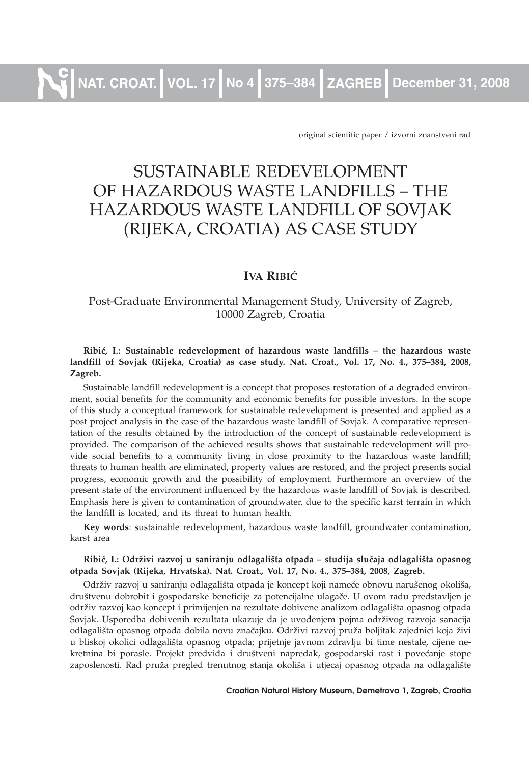original scientific paper / izvorni znanstveni rad

# SUSTAINABLE REDEVELOPMENT OF HAZARDOUS WASTE LANDFILLS – THE HAZARDOUS WASTE LANDFILL OF SOVJAK (RIJEKA, CROATIA) AS CASE STUDY

## IVA RIBIĆ

Post-Graduate Environmental Management Study, University of Zagreb, 10000 Zagreb, Croatia

**Ribić, I.: Sustainable redevelopment of hazardous waste landfills – the hazardous waste landfill of Sovjak (Rijeka, Croatia) as case study. Nat. Croat., Vol. 17, No. 4., 375–384, 2008, Zagreb.**

Sustainable landfill redevelopment is a concept that proposes restoration of a degraded environment, social benefits for the community and economic benefits for possible investors. In the scope of this study a conceptual framework for sustainable redevelopment is presented and applied as a post project analysis in the case of the hazardous waste landfill of Sovjak. A comparative representation of the results obtained by the introduction of the concept of sustainable redevelopment is provided. The comparison of the achieved results shows that sustainable redevelopment will provide social benefits to a community living in close proximity to the hazardous waste landfill; threats to human health are eliminated, property values are restored, and the project presents social progress, economic growth and the possibility of employment. Furthermore an overview of the present state of the environment influenced by the hazardous waste landfill of Sovjak is described. Emphasis here is given to contamination of groundwater, due to the specific karst terrain in which the landfill is located, and its threat to human health.

**Key words**: sustainable redevelopment, hazardous waste landfill, groundwater contamination, karst area

**Ribić, I.: Održivi razvoj u saniranju odlagališta otpada – studija slučaja odlagališta opasnog otpada Sovjak (Rijeka, Hrvatska). Nat. Croat., Vol. 17, No. 4., 375–384, 2008, Zagreb.**

Održiv razvoj u saniranju odlagališta otpada je koncept koji nameće obnovu narušenog okoliša, društvenu dobrobit i gospodarske beneficije za potencijalne ulagače. U ovom radu predstavljen je održiv razvoj kao koncept i primijenjen na rezultate dobivene analizom odlagališta opasnog otpada Sovjak. Usporedba dobivenih rezultata ukazuje da je uvođenjem pojma održivog razvoja sanacija odlagališta opasnog otpada dobila novu značajku. Održivi razvoj pruža boljitak zajednici koja živi u bliskoj okolici odlagališta opasnog otpada; prijetnje javnom zdravlju bi time nestale, cijene nekretnina bi porasle. Projekt predviđa i društveni napredak, gospodarski rast i povećanje stope zaposlenosti. Rad pruža pregled trenutnog stanja okoliša i utjecaj opasnog otpada na odlagalište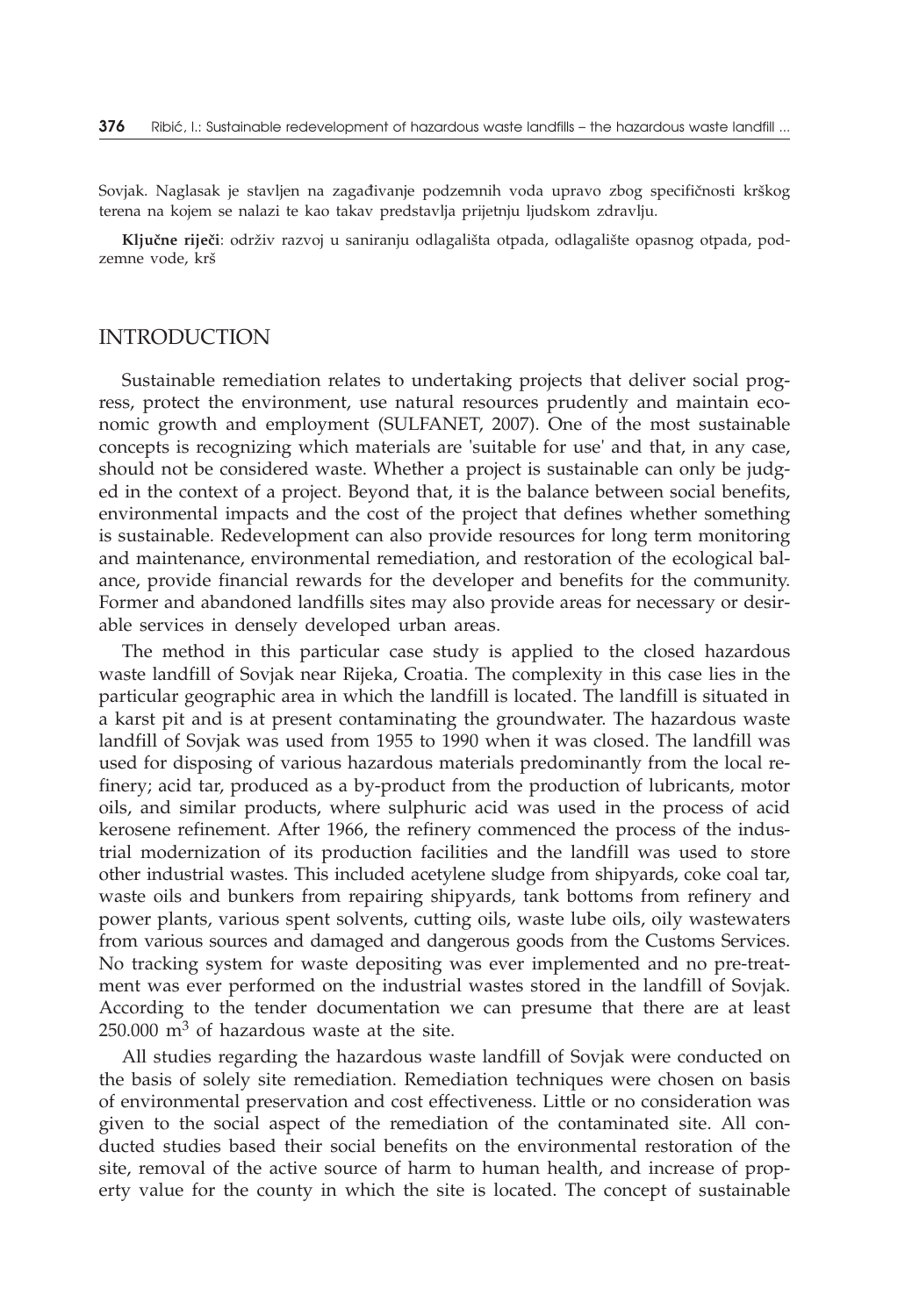Sovjak. Naglasak je stavljen na zagađivanje podzemnih voda upravo zbog specifičnosti krškog terena na kojem se nalazi te kao takav predstavlja prijetnju ljudskom zdravlju.

**Ključne riječi**: održiv razvoj u saniranju odlagališta otpada, odlagalište opasnog otpada, podzemne vode, krš

## INTRODUCTION

Sustainable remediation relates to undertaking projects that deliver social progress, protect the environment, use natural resources prudently and maintain economic growth and employment (SULFANET, 2007). One of the most sustainable concepts is recognizing which materials are 'suitable for use' and that, in any case, should not be considered waste. Whether a project is sustainable can only be judged in the context of a project. Beyond that, it is the balance between social benefits, environmental impacts and the cost of the project that defines whether something is sustainable. Redevelopment can also provide resources for long term monitoring and maintenance, environmental remediation, and restoration of the ecological balance, provide financial rewards for the developer and benefits for the community. Former and abandoned landfills sites may also provide areas for necessary or desirable services in densely developed urban areas.

The method in this particular case study is applied to the closed hazardous waste landfill of Sovjak near Rijeka, Croatia. The complexity in this case lies in the particular geographic area in which the landfill is located. The landfill is situated in a karst pit and is at present contaminating the groundwater. The hazardous waste landfill of Sovjak was used from 1955 to 1990 when it was closed. The landfill was used for disposing of various hazardous materials predominantly from the local refinery; acid tar, produced as a by-product from the production of lubricants, motor oils, and similar products, where sulphuric acid was used in the process of acid kerosene refinement. After 1966, the refinery commenced the process of the industrial modernization of its production facilities and the landfill was used to store other industrial wastes. This included acetylene sludge from shipyards, coke coal tar, waste oils and bunkers from repairing shipyards, tank bottoms from refinery and power plants, various spent solvents, cutting oils, waste lube oils, oily wastewaters from various sources and damaged and dangerous goods from the Customs Services. No tracking system for waste depositing was ever implemented and no pre-treatment was ever performed on the industrial wastes stored in the landfill of Sovjak. According to the tender documentation we can presume that there are at least 250.000 $m^3$ of hazardous waste at the site.

All studies regarding the hazardous waste landfill of Sovjak were conducted on the basis of solely site remediation. Remediation techniques were chosen on basis of environmental preservation and cost effectiveness. Little or no consideration was given to the social aspect of the remediation of the contaminated site. All conducted studies based their social benefits on the environmental restoration of the site, removal of the active source of harm to human health, and increase of property value for the county in which the site is located. The concept of sustainable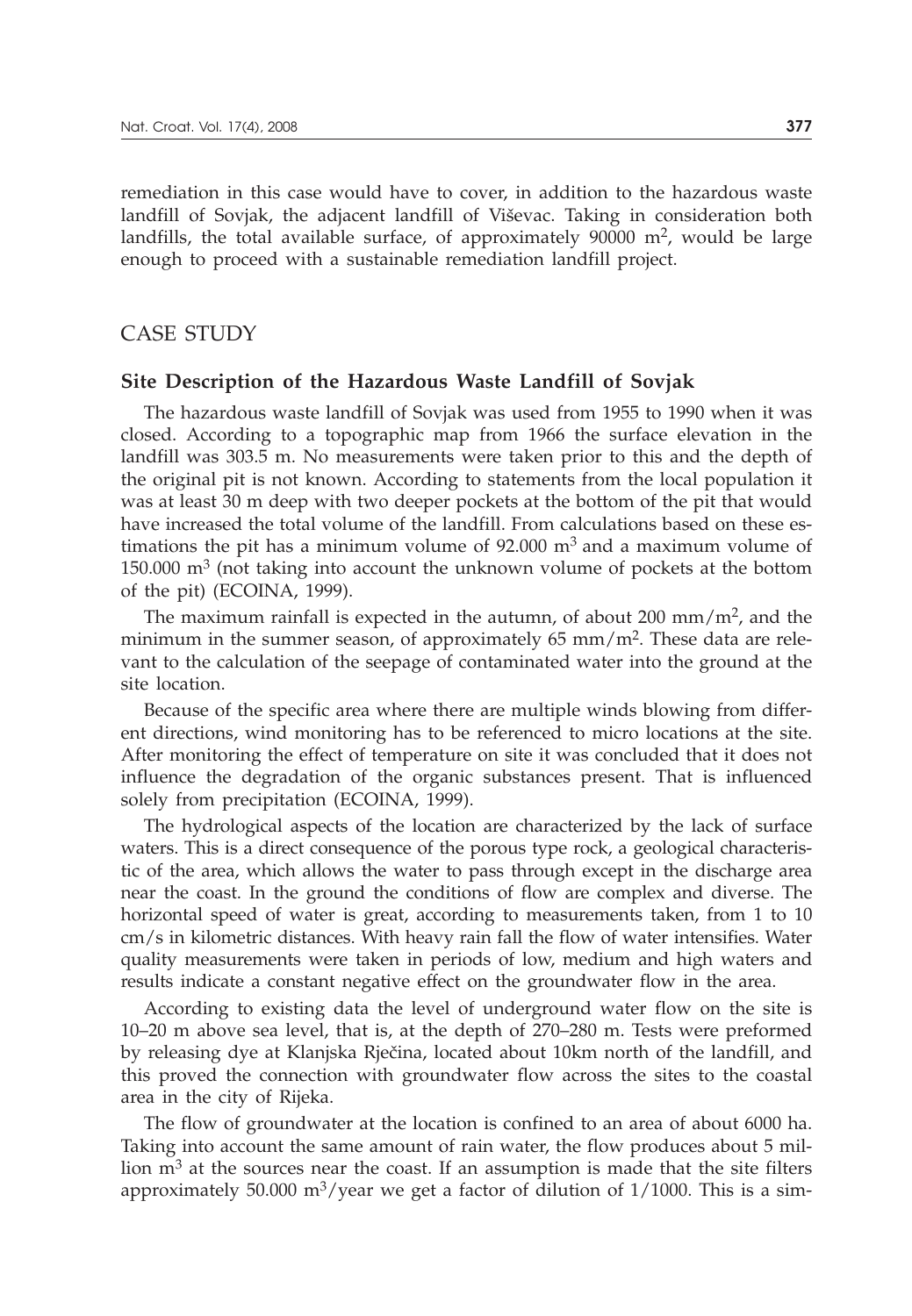remediation in this case would have to cover, in addition to the hazardous waste landfill of Sovjak, the adjacent landfill of Viševac. Taking in consideration both landfills, the total available surface, of approximately 90000 $m^2$, would be large enough to proceed with a sustainable remediation landfill project.

## CASE STUDY

### Site Description of the Hazardous Waste Landfill of Sovjak

The hazardous waste landfill of Sovjak was used from 1955 to 1990 when it was closed. According to a topographic map from 1966 the surface elevation in the landfill was 303.5 m. No measurements were taken prior to this and the depth of the original pit is not known. According to statements from the local population it was at least 30 m deep with two deeper pockets at the bottom of the pit that would have increased the total volume of the landfill. From calculations based on these estimations the pit has a minimum volume of 92.000 $m^3$ and a maximum volume of 150.000 $m^3$ (not taking into account the unknown volume of pockets at the bottom of the pit) (ECOINA, 1999).

The maximum rainfall is expected in the autumn, of about 200 $mm/m^2$, and the minimum in the summer season, of approximately 65 $mm/m^2$. These data are relevant to the calculation of the seepage of contaminated water into the ground at the site location.

Because of the specific area where there are multiple winds blowing from different directions, wind monitoring has to be referenced to micro locations at the site. After monitoring the effect of temperature on site it was concluded that it does not influence the degradation of the organic substances present. That is influenced solely from precipitation (ECOINA, 1999).

The hydrological aspects of the location are characterized by the lack of surface waters. This is a direct consequence of the porous type rock, a geological characteristic of the area, which allows the water to pass through except in the discharge area near the coast. In the ground the conditions of flow are complex and diverse. The horizontal speed of water is great, according to measurements taken, from 1 to 10 cm/s in kilometric distances. With heavy rain fall the flow of water intensifies. Water quality measurements were taken in periods of low, medium and high waters and results indicate a constant negative effect on the groundwater flow in the area.

According to existing data the level of underground water flow on the site is 10–20 m above sea level, that is, at the depth of 270–280 m. Tests were preformed by releasing dye at Klanjska Rječina, located about 10km north of the landfill, and this proved the connection with groundwater flow across the sites to the coastal area in the city of Rijeka.

The flow of groundwater at the location is confined to an area of about 6000 ha. Taking into account the same amount of rain water, the flow produces about 5 million $m^3$ at the sources near the coast. If an assumption is made that the site filters approximately 50.000 $m^3$/year we get a factor of dilution of 1/1000. This is a sim-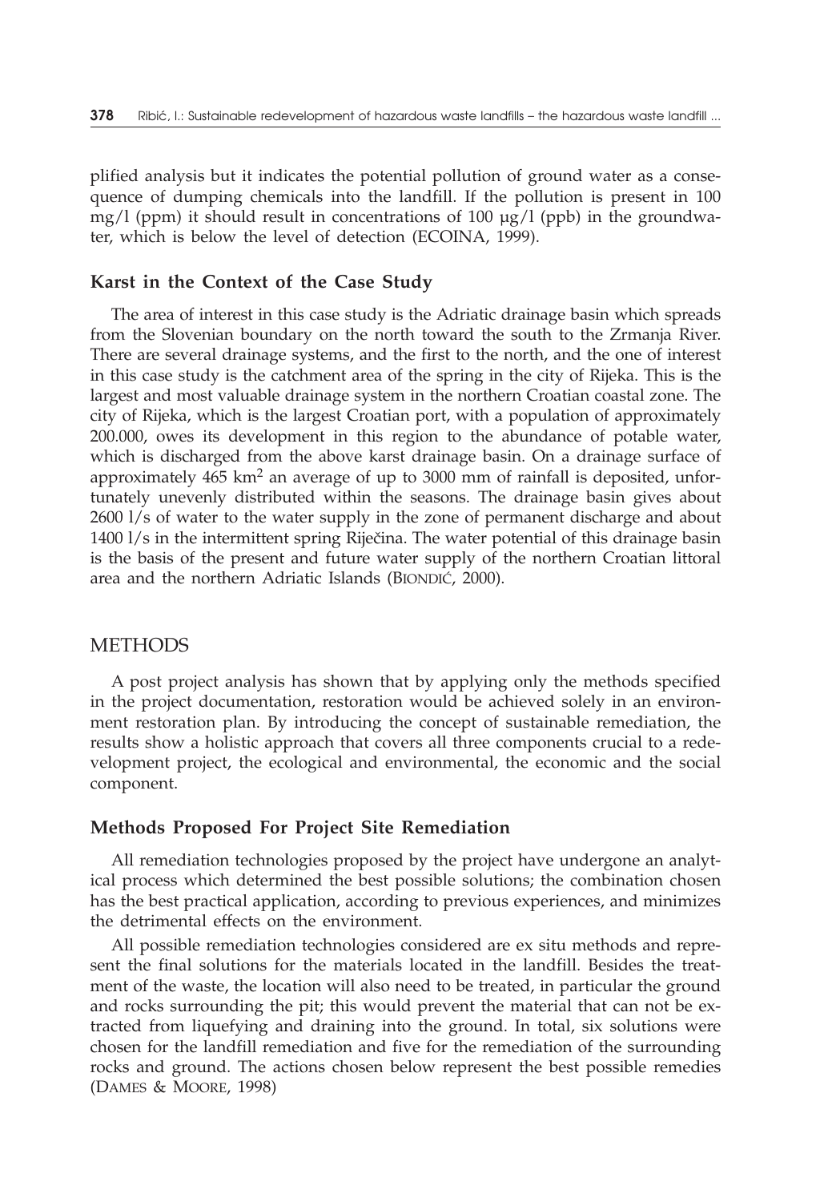plified analysis but it indicates the potential pollution of ground water as a consequence of dumping chemicals into the landfill. If the pollution is present in 100 mg/l (ppm) it should result in concentrations of 100 µg/l (ppb) in the groundwater, which is below the level of detection (ECOINA, 1999).

### Karst in the Context of the Case Study

The area of interest in this case study is the Adriatic drainage basin which spreads from the Slovenian boundary on the north toward the south to the Zrmanja River. There are several drainage systems, and the first to the north, and the one of interest in this case study is the catchment area of the spring in the city of Rijeka. This is the largest and most valuable drainage system in the northern Croatian coastal zone. The city of Rijeka, which is the largest Croatian port, with a population of approximately 200.000, owes its development in this region to the abundance of potable water, which is discharged from the above karst drainage basin. On a drainage surface of approximately 465 $km^2$ an average of up to 3000 mm of rainfall is deposited, unfortunately unevenly distributed within the seasons. The drainage basin gives about 2600 l/s of water to the water supply in the zone of permanent discharge and about 1400 l/s in the intermittent spring Rječina. The water potential of this drainage basin is the basis of the present and future water supply of the northern Croatian littoral area and the northern Adriatic Islands (BIONDIĆ, 2000).

## METHODS

A post project analysis has shown that by applying only the methods specified in the project documentation, restoration would be achieved solely in an environment restoration plan. By introducing the concept of sustainable remediation, the results show a holistic approach that covers all three components crucial to a redevelopment project, the ecological and environmental, the economic and the social component.

### Methods Proposed For Project Site Remediation

All remediation technologies proposed by the project have undergone an analytical process which determined the best possible solutions; the combination chosen has the best practical application, according to previous experiences, and minimizes the detrimental effects on the environment.

All possible remediation technologies considered are ex situ methods and represent the final solutions for the materials located in the landfill. Besides the treatment of the waste, the location will also need to be treated, in particular the ground and rocks surrounding the pit; this would prevent the material that can not be extracted from liquefying and draining into the ground. In total, six solutions were chosen for the landfill remediation and five for the remediation of the surrounding rocks and ground. The actions chosen below represent the best possible remedies (DAMES & MOORE, 1998)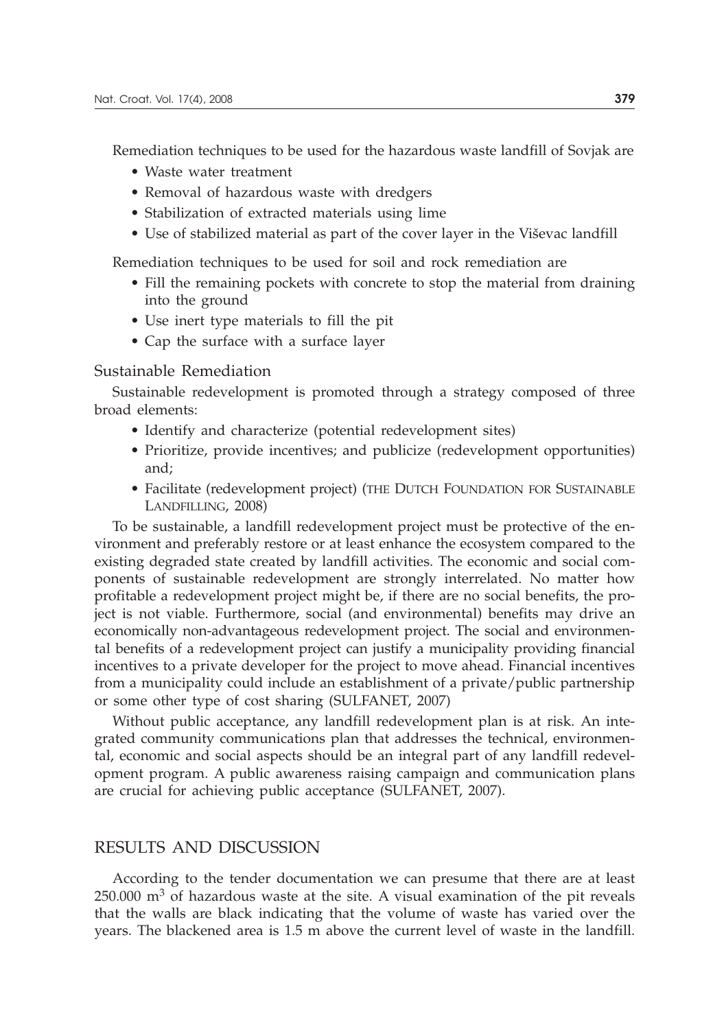Remediation techniques to be used for the hazardous waste landfill of Sovjak are

- Waste water treatment
- Removal of hazardous waste with dredgers
- Stabilization of extracted materials using lime
- Use of stabilized material as part of the cover layer in the Viševac landfill

Remediation techniques to be used for soil and rock remediation are

- Fill the remaining pockets with concrete to stop the material from draining into the ground
- Use inert type materials to fill the pit
- Cap the surface with a surface layer

### Sustainable Remediation

Sustainable redevelopment is promoted through a strategy composed of three broad elements:

- Identify and characterize (potential redevelopment sites)
- Prioritize, provide incentives; and publicize (redevelopment opportunities) and;
- Facilitate (redevelopment project) (THE DUTCH FOUNDATION FOR SUSTAINABLE LANDFILLING, 2008)

To be sustainable, a landfill redevelopment project must be protective of the environment and preferably restore or at least enhance the ecosystem compared to the existing degraded state created by landfill activities. The economic and social components of sustainable redevelopment are strongly interrelated. No matter how profitable a redevelopment project might be, if there are no social benefits, the project is not viable. Furthermore, social (and environmental) benefits may drive an economically non-advantageous redevelopment project. The social and environmental benefits of a redevelopment project can justify a municipality providing financial incentives to a private developer for the project to move ahead. Financial incentives from a municipality could include an establishment of a private/public partnership or some other type of cost sharing (SULFANET, 2007)

Without public acceptance, any landfill redevelopment plan is at risk. An integrated community communications plan that addresses the technical, environmental, economic and social aspects should be an integral part of any landfill redevelopment program. A public awareness raising campaign and communication plans are crucial for achieving public acceptance (SULFANET, 2007).

## RESULTS AND DISCUSSION

According to the tender documentation we can presume that there are at least 250.000 $m^3$ of hazardous waste at the site. A visual examination of the pit reveals that the walls are black indicating that the volume of waste has varied over the years. The blackened area is 1.5 m above the current level of waste in the landfill.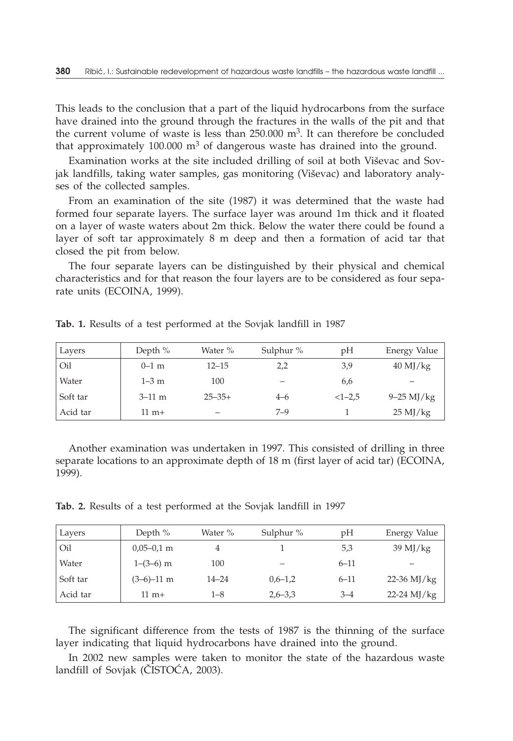This leads to the conclusion that a part of the liquid hydrocarbons from the surface have drained into the ground through the fractures in the walls of the pit and that the current volume of waste is less than 250.000 $m^3$. It can therefore be concluded that approximately 100.000 $m^3$ of dangerous waste has drained into the ground.

Examination works at the site included drilling of soil at both Viševac and Sovjak landfills, taking water samples, gas monitoring (Viševac) and laboratory analyses of the collected samples.

From an examination of the site (1987) it was determined that the waste had formed four separate layers. The surface layer was around 1m thick and it floated on a layer of waste waters about 2m thick. Below the water there could be found a layer of soft tar approximately 8 m deep and then a formation of acid tar that closed the pit from below.

The four separate layers can be distinguished by their physical and chemical characteristics and for that reason the four layers are to be considered as four separate units (ECOINA, 1999).

**Tab. 1.** Results of a test performed at the Sovjak landfill in 1987

| Layers | Depth % | Water % | Sulphur % | pH | Energy Value |
|---|---|---|---|---|---|
| Oil | 0–1 m | 12–15 | 2,2 | 3,9 | 40 MJ/kg |
| Water | 1–3 m | 100 | – | 6,6 | – |
| Soft tar | 3–11 m | 25–35+ | 4–6 | <1–2,5 | 9–25 MJ/kg |
| Acid tar | 11 m+ | – | 7–9 | 1 | 25 MJ/kg |

Another examination was undertaken in 1997. This consisted of drilling in three separate locations to an approximate depth of 18 m (first layer of acid tar) (ECOINA, 1999).

**Tab. 2.** Results of a test performed at the Sovjak landfill in 1997

| Layers | Depth % | Water % | Sulphur % | pH | Energy Value |
|---|---|---|---|---|---|
| Oil | 0,05–0,1 m | 4 | 1 | 5,3 | 39 MJ/kg |
| Water | 1–(3–6) m | 100 | – | 6–11 | – |
| Soft tar | (3–6)–11 m | 14–24 | 0,6–1,2 | 6–11 | 22-36 MJ/kg |
| Acid tar | 11 m+ | 1–8 | 2,6–3,3 | 3–4 | 22-24 MJ/kg |

The significant difference from the tests of 1987 is the thinning of the surface layer indicating that liquid hydrocarbons have drained into the ground.

In 2002 new samples were taken to monitor the state of the hazardous waste landfill of Sovjak (ČISTOĆA, 2003).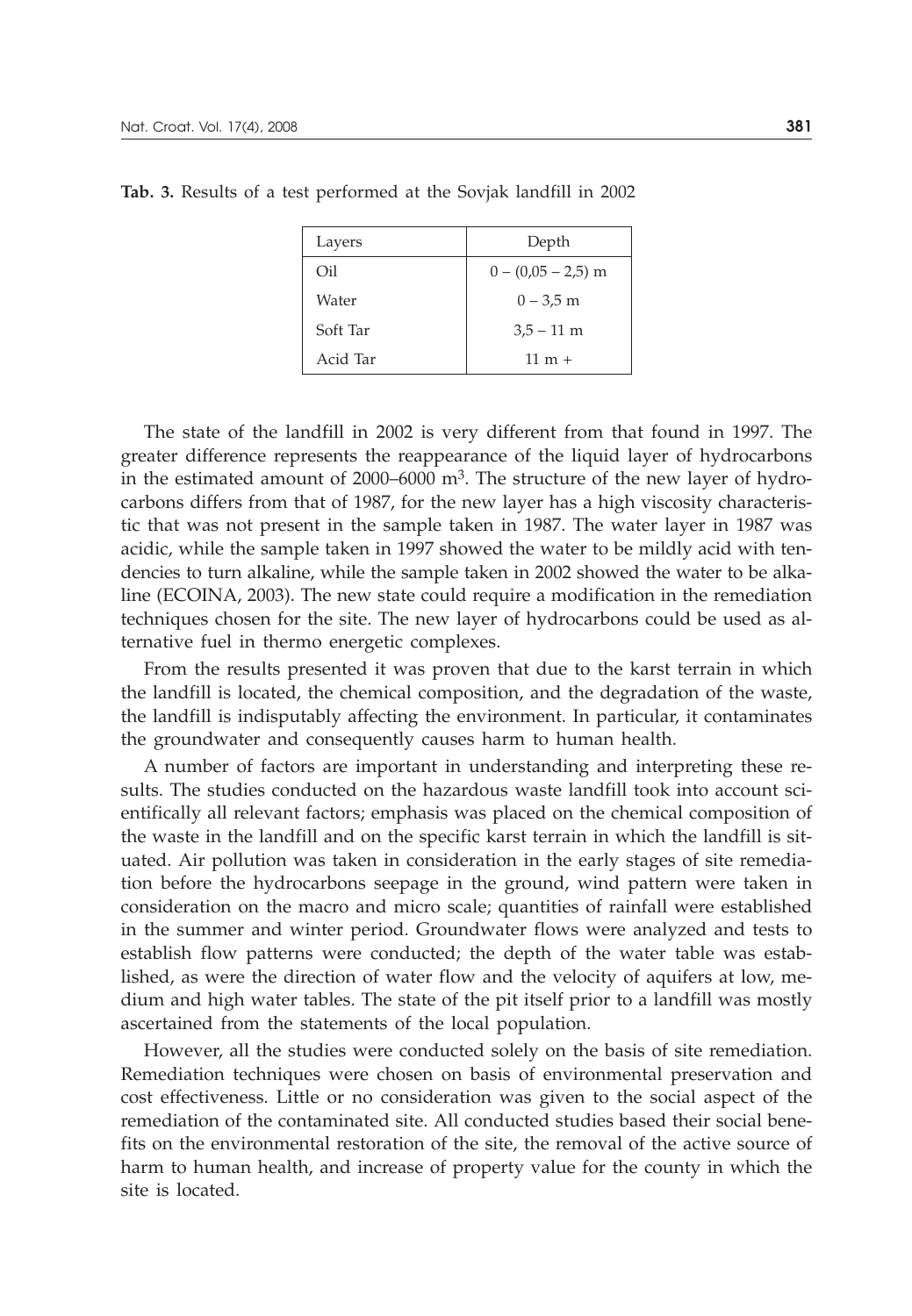**Tab. 3.** Results of a test performed at the Sovjak landfill in 2002

| Layers | Depth |
|---|---|
| Oil | 0 – (0,05 – 2,5) m |
| Water | 0 – 3,5 m |
| Soft Tar | 3,5 – 11 m |
| Acid Tar | 11 m + |

The state of the landfill in 2002 is very different from that found in 1997. The greater difference represents the reappearance of the liquid layer of hydrocarbons in the estimated amount of 2000–6000 $m^3$. The structure of the new layer of hydrocarbons differs from that of 1987, for the new layer has a high viscosity characteristic that was not present in the sample taken in 1987. The water layer in 1987 was acidic, while the sample taken in 1997 showed the water to be mildly acid with tendencies to turn alkaline, while the sample taken in 2002 showed the water to be alkaline (ECOINA, 2003). The new state could require a modification in the remediation techniques chosen for the site. The new layer of hydrocarbons could be used as alternative fuel in thermo energetic complexes.

From the results presented it was proven that due to the karst terrain in which the landfill is located, the chemical composition, and the degradation of the waste, the landfill is indisputably affecting the environment. In particular, it contaminates the groundwater and consequently causes harm to human health.

A number of factors are important in understanding and interpreting these results. The studies conducted on the hazardous waste landfill took into account scientifically all relevant factors; emphasis was placed on the chemical composition of the waste in the landfill and on the specific karst terrain in which the landfill is situated. Air pollution was taken in consideration in the early stages of site remediation before the hydrocarbons seepage in the ground, wind pattern were taken in consideration on the macro and micro scale; quantities of rainfall were established in the summer and winter period. Groundwater flows were analyzed and tests to establish flow patterns were conducted; the depth of the water table was established, as were the direction of water flow and the velocity of aquifers at low, medium and high water tables. The state of the pit itself prior to a landfill was mostly ascertained from the statements of the local population.

However, all the studies were conducted solely on the basis of site remediation. Remediation techniques were chosen on basis of environmental preservation and cost effectiveness. Little or no consideration was given to the social aspect of the remediation of the contaminated site. All conducted studies based their social benefits on the environmental restoration of the site, the removal of the active source of harm to human health, and increase of property value for the county in which the site is located.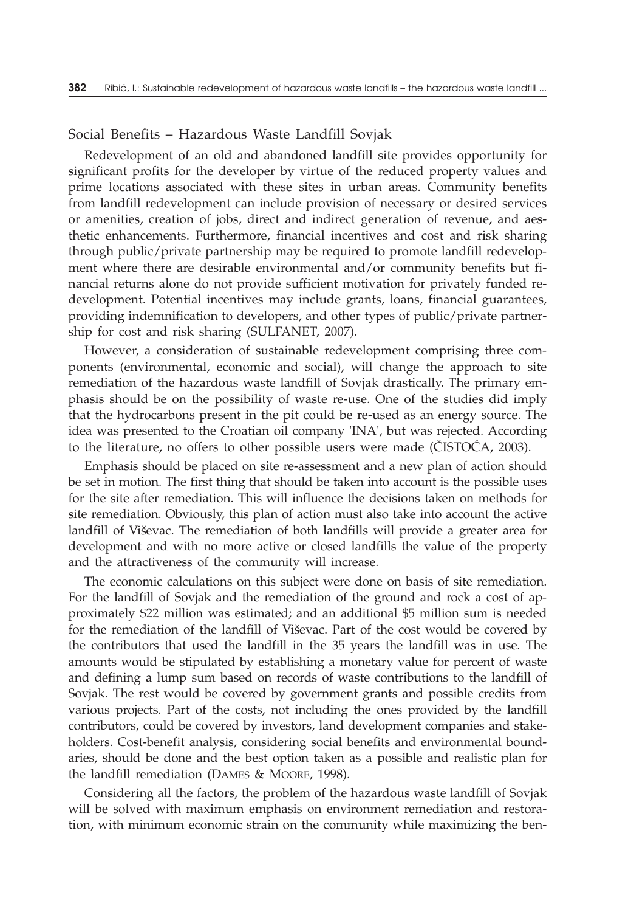## Social Benefits – Hazardous Waste Landfill Sovjak

Redevelopment of an old and abandoned landfill site provides opportunity for significant profits for the developer by virtue of the reduced property values and prime locations associated with these sites in urban areas. Community benefits from landfill redevelopment can include provision of necessary or desired services or amenities, creation of jobs, direct and indirect generation of revenue, and aesthetic enhancements. Furthermore, financial incentives and cost and risk sharing through public/private partnership may be required to promote landfill redevelopment where there are desirable environmental and/or community benefits but financial returns alone do not provide sufficient motivation for privately funded redevelopment. Potential incentives may include grants, loans, financial guarantees, providing indemnification to developers, and other types of public/private partnership for cost and risk sharing (SULFANET, 2007).

However, a consideration of sustainable redevelopment comprising three components (environmental, economic and social), will change the approach to site remediation of the hazardous waste landfill of Sovjak drastically. The primary emphasis should be on the possibility of waste re-use. One of the studies did imply that the hydrocarbons present in the pit could be re-used as an energy source. The idea was presented to the Croatian oil company 'INA', but was rejected. According to the literature, no offers to other possible users were made (ČISTOĆA, 2003).

Emphasis should be placed on site re-assessment and a new plan of action should be set in motion. The first thing that should be taken into account is the possible uses for the site after remediation. This will influence the decisions taken on methods for site remediation. Obviously, this plan of action must also take into account the active landfill of Viševac. The remediation of both landfills will provide a greater area for development and with no more active or closed landfills the value of the property and the attractiveness of the community will increase.

The economic calculations on this subject were done on basis of site remediation. For the landfill of Sovjak and the remediation of the ground and rock a cost of approximately $22 million was estimated; and an additional $5 million sum is needed for the remediation of the landfill of Viševac. Part of the cost would be covered by the contributors that used the landfill in the 35 years the landfill was in use. The amounts would be stipulated by establishing a monetary value for percent of waste and defining a lump sum based on records of waste contributions to the landfill of Sovjak. The rest would be covered by government grants and possible credits from various projects. Part of the costs, not including the ones provided by the landfill contributors, could be covered by investors, land development companies and stakeholders. Cost-benefit analysis, considering social benefits and environmental boundaries, should be done and the best option taken as a possible and realistic plan for the landfill remediation (DAMES & MOORE, 1998).

Considering all the factors, the problem of the hazardous waste landfill of Sovjak will be solved with maximum emphasis on environment remediation and restoration, with minimum economic strain on the community while maximizing the ben-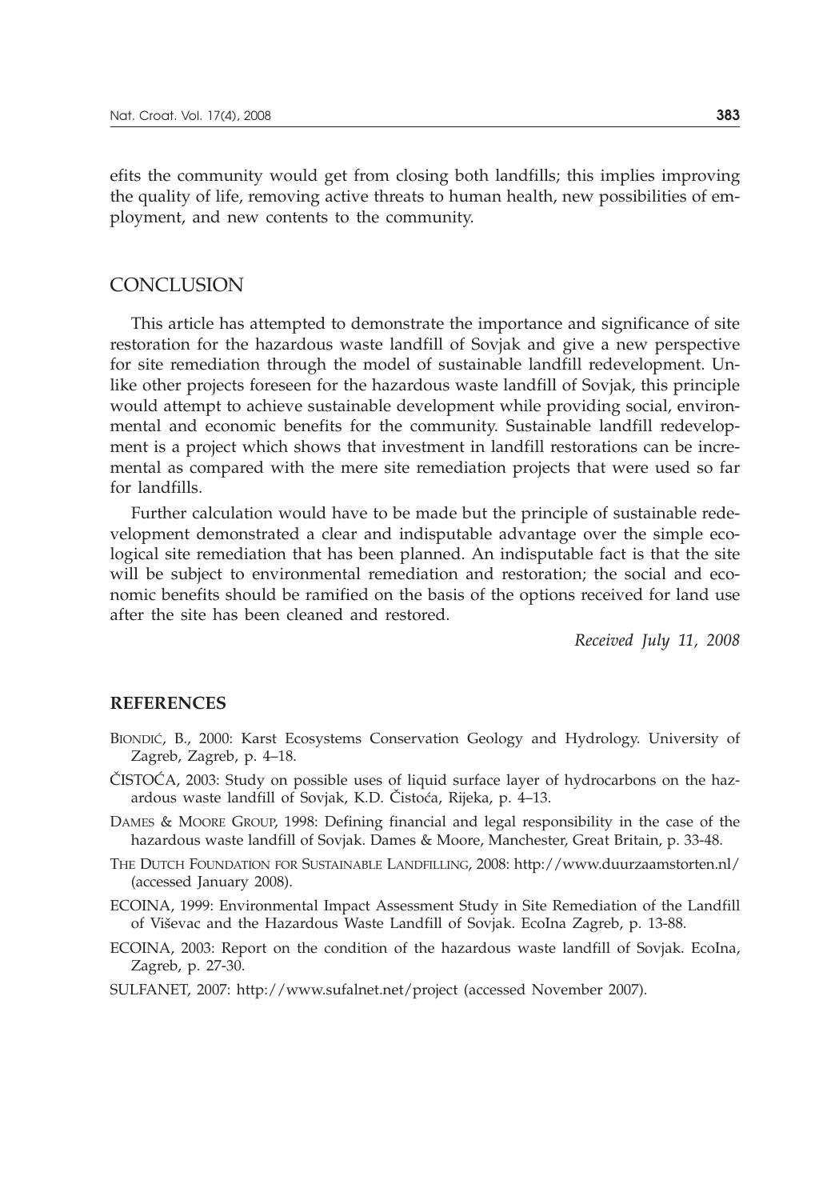efits the community would get from closing both landfills; this implies improving the quality of life, removing active threats to human health, new possibilities of employment, and new contents to the community.

## CONCLUSION

This article has attempted to demonstrate the importance and significance of site restoration for the hazardous waste landfill of Sovjak and give a new perspective for site remediation through the model of sustainable landfill redevelopment. Unlike other projects foreseen for the hazardous waste landfill of Sovjak, this principle would attempt to achieve sustainable development while providing social, environmental and economic benefits for the community. Sustainable landfill redevelopment is a project which shows that investment in landfill restorations can be incremental as compared with the mere site remediation projects that were used so far for landfills.

Further calculation would have to be made but the principle of sustainable redevelopment demonstrated a clear and indisputable advantage over the simple ecological site remediation that has been planned. An indisputable fact is that the site will be subject to environmental remediation and restoration; the social and economic benefits should be ramified on the basis of the options received for land use after the site has been cleaned and restored.

*Received July 11, 2008*

## REFERENCES

BIONDIĆ, B., 2000: Karst Ecosystems Conservation Geology and Hydrology. University of Zagreb, Zagreb, p. 4–18.

ČISTOĆA, 2003: Study on possible uses of liquid surface layer of hydrocarbons on the hazardous waste landfill of Sovjak, K.D. Čistoća, Rijeka, p. 4–13.

DAMES & MOORE GROUP, 1998: Defining financial and legal responsibility in the case of the hazardous waste landfill of Sovjak. Dames & Moore, Manchester, Great Britain, p. 33-48.

THE DUTCH FOUNDATION FOR SUSTAINABLE LANDFILLING, 2008: http://www.duurzaamstorten.nl/ (accessed January 2008).

ECOINA, 1999: Environmental Impact Assessment Study in Site Remediation of the Landfill of Viševac and the Hazardous Waste Landfill of Sovjak. EcoIna Zagreb, p. 13-88.

ECOINA, 2003: Report on the condition of the hazardous waste landfill of Sovjak. EcoIna, Zagreb, p. 27-30.

SULFANET, 2007: http://www.sufalnet.net/project (accessed November 2007).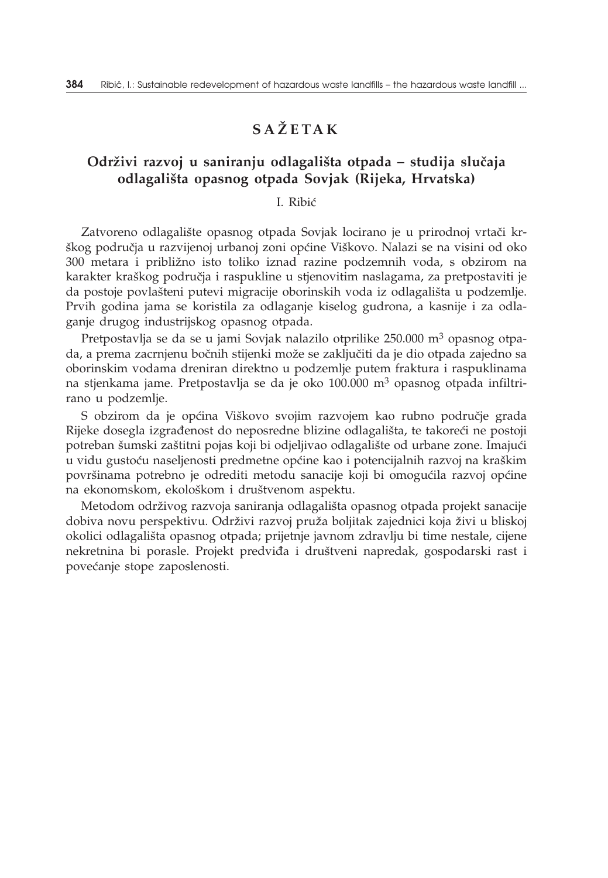# SAŽETAK

## Održivi razvoj u saniranju odlagališta otpada – studija slučaja odlagališta opasnog otpada Sovjak (Rijeka, Hrvatska)

I. Ribić

Zatvoreno odlagalište opasnog otpada Sovjak locirano je u prirodnoj vrtači krškog područja u razvijenoj urbanoj zoni općine Viškovo. Nalazi se na visini od oko 300 metara i približno isto toliko iznad razine podzemnih voda, s obzirom na karakter kraškog područja i raspukline u stjenovitim naslagama, za pretpostaviti je da postoje povlašteni putevi migracije oborinskih voda iz odlagališta u podzemlje. Prvih godina jama se koristila za odlaganje kiselog gudrona, a kasnije i za odlaganje drugog industrijskog opasnog otpada.

Pretpostavlja se da se u jami Sovjak nalazilo otprilike 250.000 $m^3$ opasnog otpada, a prema zacrnjenu bočnih stijenki može se zaključiti da je dio otpada zajedno sa oborinskim vodama dreniran direktno u podzemlje putem fraktura i raspuklinama na stjenkama jame. Pretpostavlja se da je oko 100.000 $m^3$ opasnog otpada infiltrirano u podzemlje.

S obzirom da je općina Viškovo svojim razvojem kao rubno područje grada Rijeke dosegla izgrađenost do neposredne blizine odlagališta, te takoreći ne postoji potreban šumski zaštitni pojas koji bi odjeljivao odlagalište od urbane zone. Imajući u vidu gustoću naseljenosti predmetne općine kao i potencijalnih razvoj na kraškim površinama potrebno je odrediti metodu sanacije koji bi omogućila razvoj općine na ekonomskom, ekološkom i društvenom aspektu.

Metodom održivog razvoja saniranja odlagališta opasnog otpada projekt sanacije dobiva novu perspektivu. Održivi razvoj pruža boljitak zajednici koja živi u bliskoj okolici odlagališta opasnog otpada; prijetnje javnom zdravlju bi time nestale, cijene nekretnina bi porasle. Projekt predviđa i društveni napredak, gospodarski rast i povećanje stope zaposlenosti.